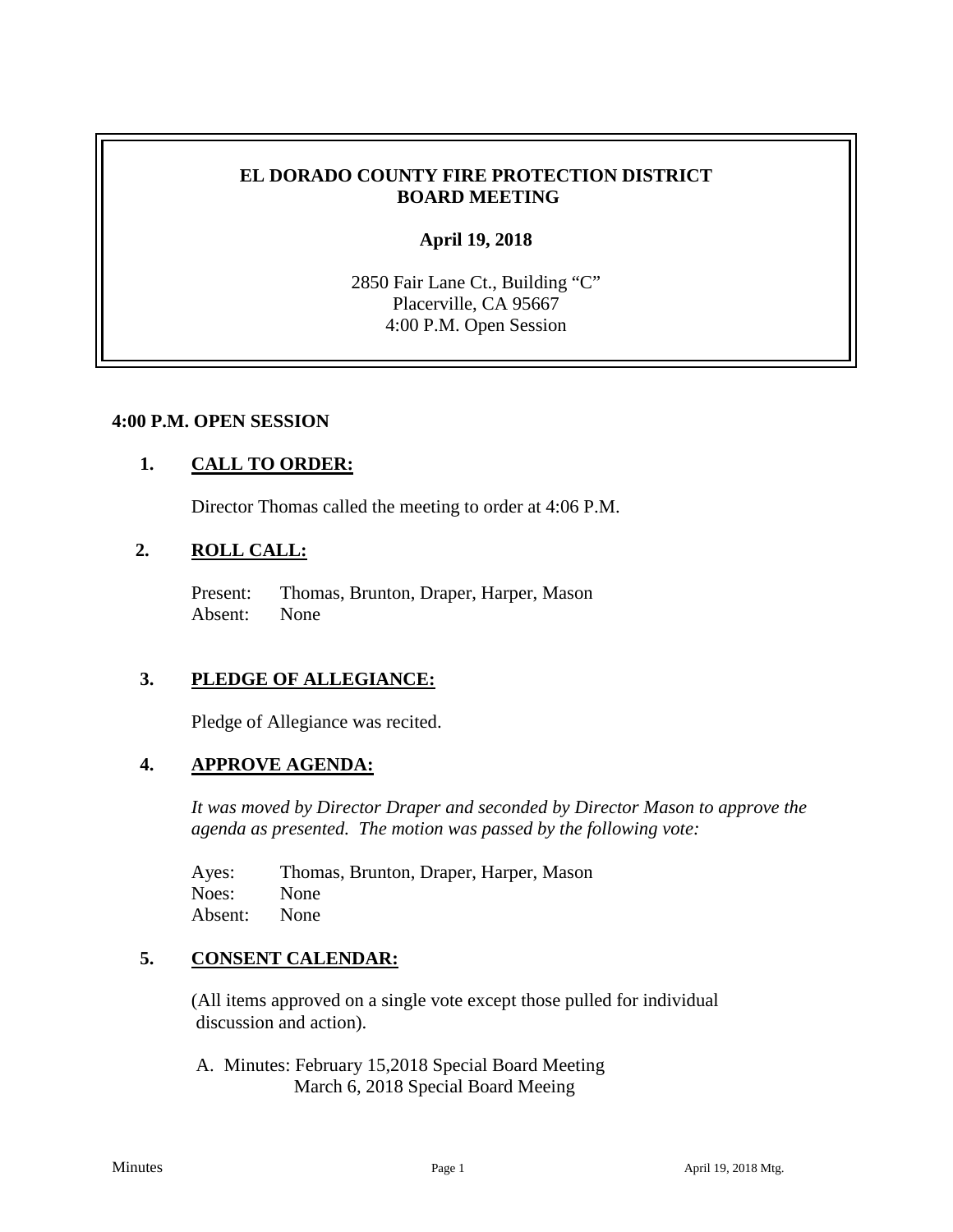# EL DORADO COUNTY FIRE PROTECTION DISTRICT BOARD MEETING

**April 19, 2018**

2850 Fair Lane Ct., Building "C"
Placerville, CA 95667
4:00 P.M. Open Session

**4:00 P.M. OPEN SESSION**

## 1. CALL TO ORDER:

Director Thomas called the meeting to order at 4:06 P.M.

## 2. ROLL CALL:

Present: Thomas, Brunton, Draper, Harper, Mason
Absent: None

## 3. PLEDGE OF ALLEGIANCE:

Pledge of Allegiance was recited.

## 4. APPROVE AGENDA:

*It was moved by Director Draper and seconded by Director Mason to approve the agenda as presented. The motion was passed by the following vote:*

Ayes: Thomas, Brunton, Draper, Harper, Mason
Noes: None
Absent: None

## 5. CONSENT CALENDAR:

(All items approved on a single vote except those pulled for individual discussion and action).

A. Minutes: February 15,2018 Special Board Meeting
March 6, 2018 Special Board Meeing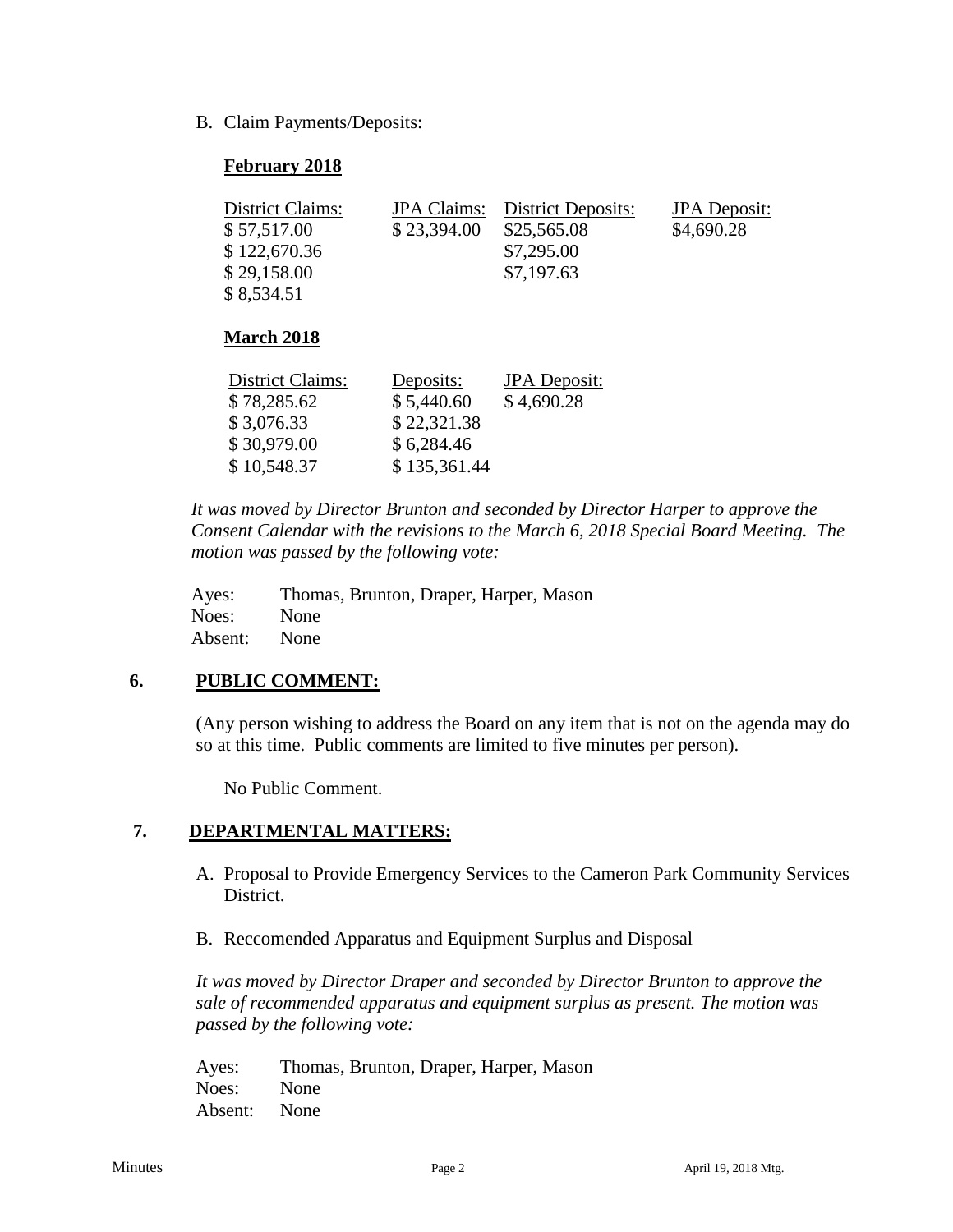B. Claim Payments/Deposits:

**February 2018**

| District Claims: | JPA Claims: | District Deposits: | JPA Deposit: |
|---|---|---|---|
| $ 57,517.00 | $ 23,394.00 | $25,565.08 | $4,690.28 |
| $ 122,670.36 | | $7,295.00 | |
| $ 29,158.00 | | $7,197.63 | |
| $ 8,534.51 | | | |

**March 2018**

| District Claims: | Deposits: | JPA Deposit: |
|---|---|---|
| $ 78,285.62 | $ 5,440.60 | $ 4,690.28 |
| $ 3,076.33 | $ 22,321.38 | |
| $ 30,979.00 | $ 6,284.46 | |
| $ 10,548.37 | $ 135,361.44 | |

*It was moved by Director Brunton and seconded by Director Harper to approve the Consent Calendar with the revisions to the March 6, 2018 Special Board Meeting. The motion was passed by the following vote:*

Ayes: Thomas, Brunton, Draper, Harper, Mason
Noes: None
Absent: None

## 6. PUBLIC COMMENT:

(Any person wishing to address the Board on any item that is not on the agenda may do so at this time. Public comments are limited to five minutes per person).

No Public Comment.

## 7. DEPARTMENTAL MATTERS:

A. Proposal to Provide Emergency Services to the Cameron Park Community Services District.

B. Reccomended Apparatus and Equipment Surplus and Disposal

*It was moved by Director Draper and seconded by Director Brunton to approve the sale of recommended apparatus and equipment surplus as present. The motion was passed by the following vote:*

Ayes: Thomas, Brunton, Draper, Harper, Mason
Noes: None
Absent: None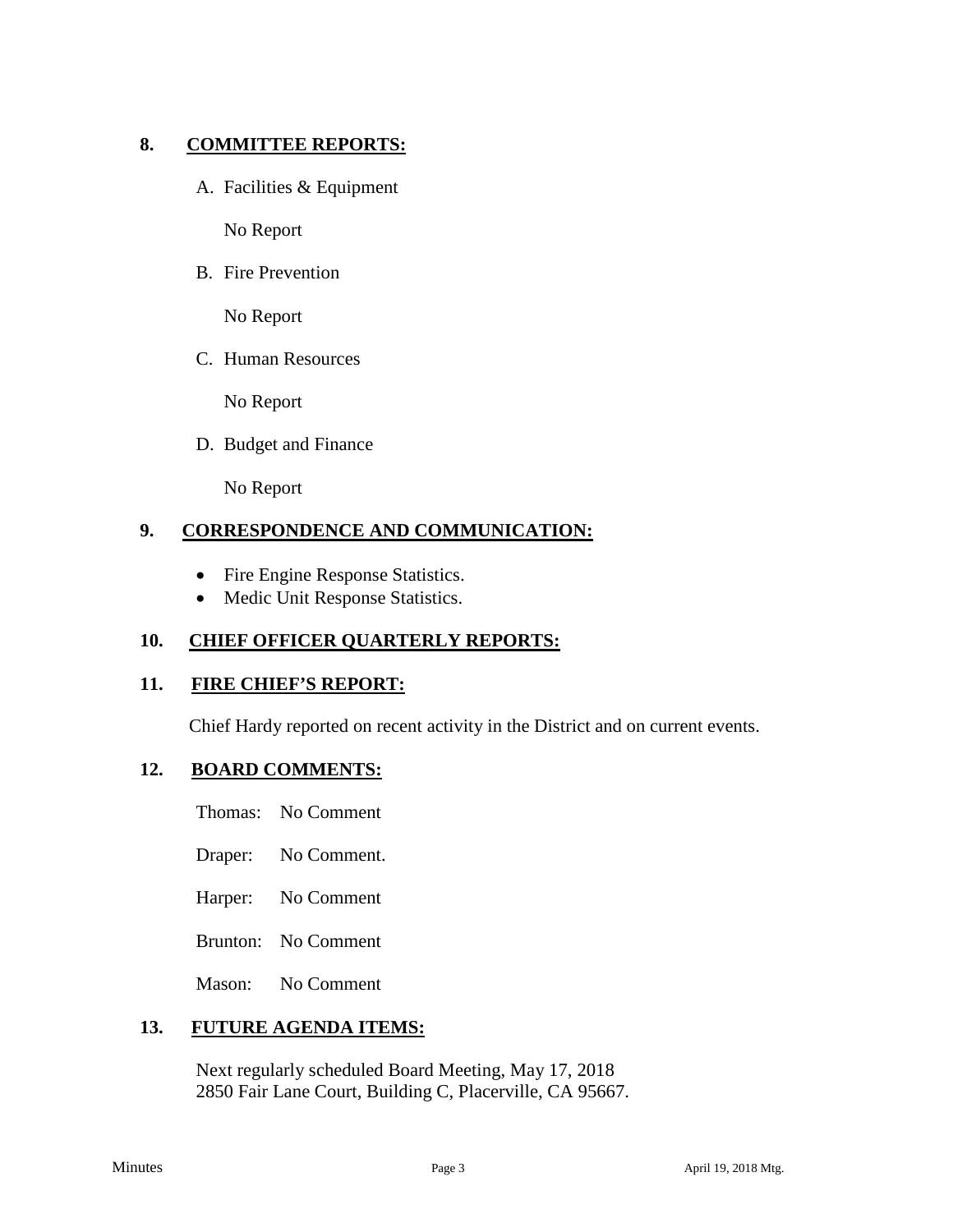## 8. COMMITTEE REPORTS:

A. Facilities & Equipment

No Report

B. Fire Prevention

No Report

C. Human Resources

No Report

D. Budget and Finance

No Report

## 9. CORRESPONDENCE AND COMMUNICATION:

- Fire Engine Response Statistics.
- Medic Unit Response Statistics.

## 10. CHIEF OFFICER QUARTERLY REPORTS:

## 11. FIRE CHIEF'S REPORT:

Chief Hardy reported on recent activity in the District and on current events.

## 12. BOARD COMMENTS:

Thomas: No Comment

Draper: No Comment.

Harper: No Comment

Brunton: No Comment

Mason: No Comment

## 13. FUTURE AGENDA ITEMS:

Next regularly scheduled Board Meeting, May 17, 2018
2850 Fair Lane Court, Building C, Placerville, CA 95667.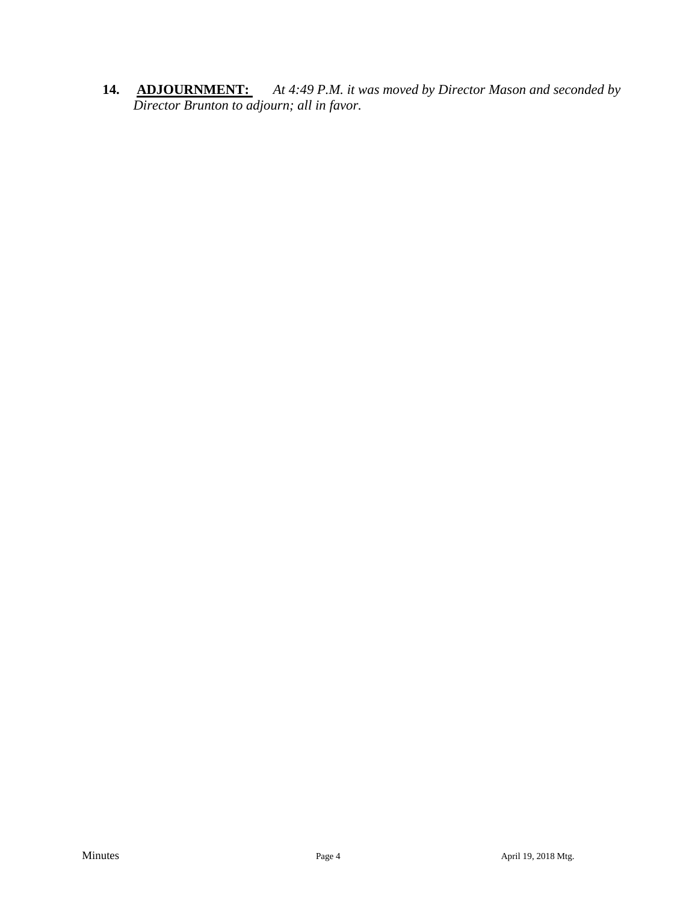**14.** **<u>ADJOURNMENT:</u>** *At 4:49 P.M. it was moved by Director Mason and seconded by Director Brunton to adjourn; all in favor.*